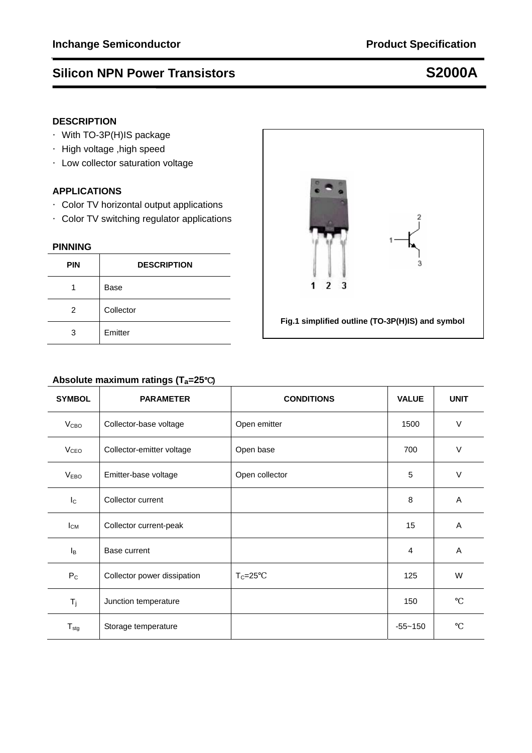# Silicon NPN Power Transistors — S2000A

Inchange Semiconductor — Product Specification

## DESCRIPTION

- With TO-3P(H)IS package
- High voltage ,high speed
- Low collector saturation voltage

## APPLICATIONS

- Color TV horizontal output applications
- Color TV switching regulator applications

## PINNING

| PIN | DESCRIPTION |
| --- | --- |
| 1 | Base |
| 2 | Collector |
| 3 | Emitter |

Fig.1 simplified outline (TO-3P(H)IS) and symbol

## Absolute maximum ratings ($T_a$=25℃)

| SYMBOL | PARAMETER | CONDITIONS | VALUE | UNIT |
| --- | --- | --- | --- | --- |
| $V_{CBO}$ | Collector-base voltage | Open emitter | 1500 | V |
| $V_{CEO}$ | Collector-emitter voltage | Open base | 700 | V |
| $V_{EBO}$ | Emitter-base voltage | Open collector | 5 | V |
| $I_C$ | Collector current | | 8 | A |
| $I_{CM}$ | Collector current-peak | | 15 | A |
| $I_B$ | Base current | | 4 | A |
| $P_C$ | Collector power dissipation | $T_C$=25℃ | 125 | W |
| $T_j$ | Junction temperature | | 150 | ℃ |
| $T_{stg}$ | Storage temperature | | -55~150 | ℃ |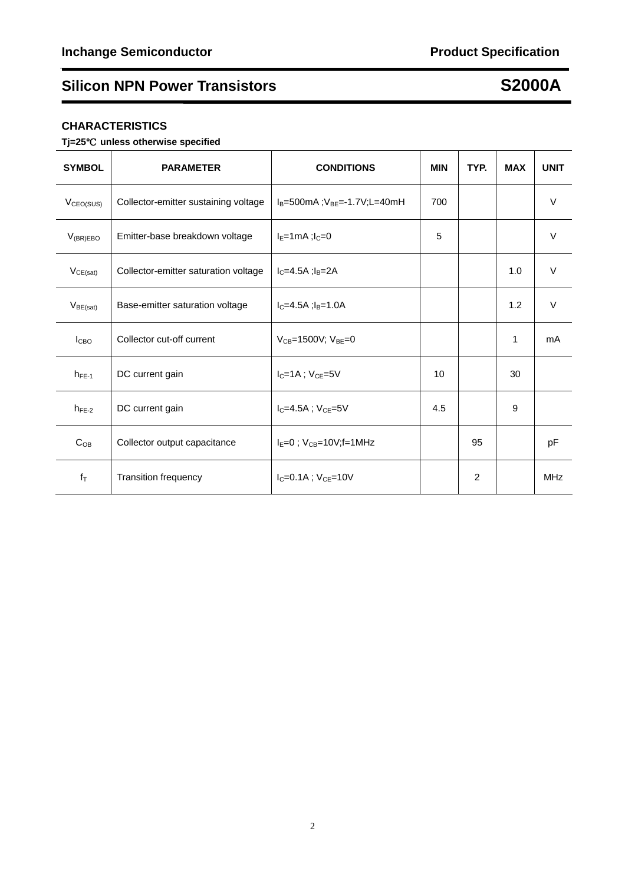## CHARACTERISTICS

**Tj=25℃ unless otherwise specified**

| SYMBOL | PARAMETER | CONDITIONS | MIN | TYP. | MAX | UNIT |
|---|---|---|---|---|---|---|
| $V_{CEO(SUS)}$ | Collector-emitter sustaining voltage | $I_B$=500mA ;$V_{BE}$=-1.7V;L=40mH | 700 | | | V |
| $V_{(BR)EBO}$ | Emitter-base breakdown voltage | $I_E$=1mA ;$I_C$=0 | 5 | | | V |
| $V_{CE(sat)}$ | Collector-emitter saturation voltage | $I_C$=4.5A ;$I_B$=2A | | | 1.0 | V |
| $V_{BE(sat)}$ | Base-emitter saturation voltage | $I_C$=4.5A ;$I_B$=1.0A | | | 1.2 | V |
| $I_{CBO}$ | Collector cut-off current | $V_{CB}$=1500V; $V_{BE}$=0 | | | 1 | mA |
| $h_{FE-1}$ | DC current gain | $I_C$=1A ; $V_{CE}$=5V | 10 | | 30 | |
| $h_{FE-2}$ | DC current gain | $I_C$=4.5A ; $V_{CE}$=5V | 4.5 | | 9 | |
| $C_{OB}$ | Collector output capacitance | $I_E$=0 ; $V_{CB}$=10V;f=1MHz | | 95 | | pF |
| $f_T$ | Transition frequency | $I_C$=0.1A ; $V_{CE}$=10V | | 2 | | MHz |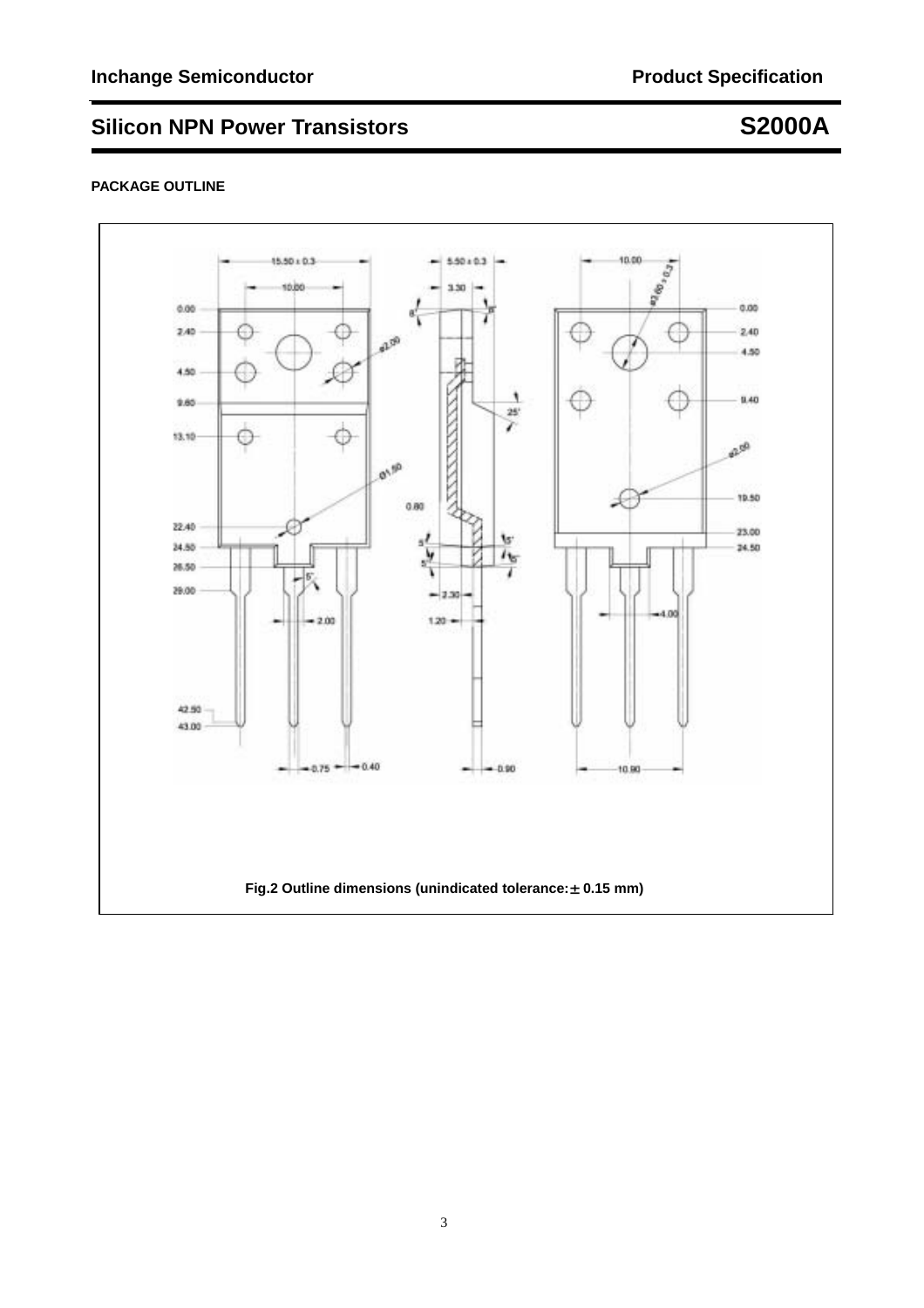PACKAGE OUTLINE

15.50 ± 0.3
10.00
5.50 ± 0.3
3.30
10.00
ø3.60 ± 0.3
0.00
2.40
4.50
9.60
13.10
22.40
24.50
26.50
29.00
42.50
43.00
ø2.00
Ø1.50
8°
8°
25°
0.80
5°
5°
5°
5°
5°
2.30
1.20
2.00
0.75
0.40
0.90
0.00
2.40
4.50
9.40
ø2.00
19.50
23.00
24.50
4.00
10.90

Fig.2 Outline dimensions (unindicated tolerance: ± 0.15 mm)